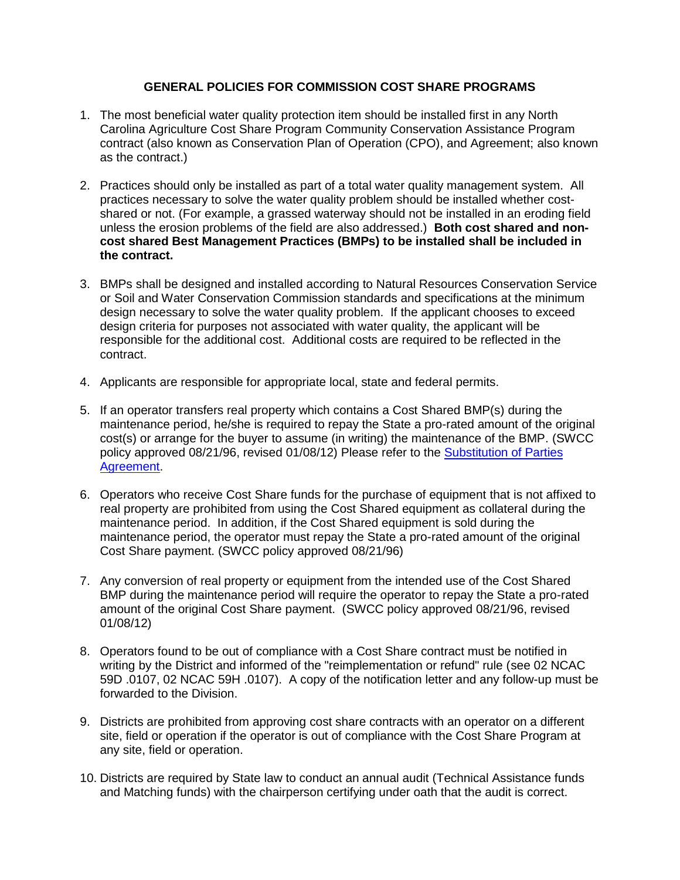# GENERAL POLICIES FOR COMMISSION COST SHARE PROGRAMS

1. The most beneficial water quality protection item should be installed first in any North Carolina Agriculture Cost Share Program Community Conservation Assistance Program contract (also known as Conservation Plan of Operation (CPO), and Agreement; also known as the contract.)

2. Practices should only be installed as part of a total water quality management system. All practices necessary to solve the water quality problem should be installed whether cost-shared or not. (For example, a grassed waterway should not be installed in an eroding field unless the erosion problems of the field are also addressed.) **Both cost shared and non-cost shared Best Management Practices (BMPs) to be installed shall be included in the contract.**

3. BMPs shall be designed and installed according to Natural Resources Conservation Service or Soil and Water Conservation Commission standards and specifications at the minimum design necessary to solve the water quality problem. If the applicant chooses to exceed design criteria for purposes not associated with water quality, the applicant will be responsible for the additional cost. Additional costs are required to be reflected in the contract.

4. Applicants are responsible for appropriate local, state and federal permits.

5. If an operator transfers real property which contains a Cost Shared BMP(s) during the maintenance period, he/she is required to repay the State a pro-rated amount of the original cost(s) or arrange for the buyer to assume (in writing) the maintenance of the BMP. (SWCC policy approved 08/21/96, revised 01/08/12) Please refer to the Substitution of Parties Agreement.

6. Operators who receive Cost Share funds for the purchase of equipment that is not affixed to real property are prohibited from using the Cost Shared equipment as collateral during the maintenance period. In addition, if the Cost Shared equipment is sold during the maintenance period, the operator must repay the State a pro-rated amount of the original Cost Share payment. (SWCC policy approved 08/21/96)

7. Any conversion of real property or equipment from the intended use of the Cost Shared BMP during the maintenance period will require the operator to repay the State a pro-rated amount of the original Cost Share payment. (SWCC policy approved 08/21/96, revised 01/08/12)

8. Operators found to be out of compliance with a Cost Share contract must be notified in writing by the District and informed of the "reimplementation or refund" rule (see 02 NCAC 59D .0107, 02 NCAC 59H .0107). A copy of the notification letter and any follow-up must be forwarded to the Division.

9. Districts are prohibited from approving cost share contracts with an operator on a different site, field or operation if the operator is out of compliance with the Cost Share Program at any site, field or operation.

10. Districts are required by State law to conduct an annual audit (Technical Assistance funds and Matching funds) with the chairperson certifying under oath that the audit is correct.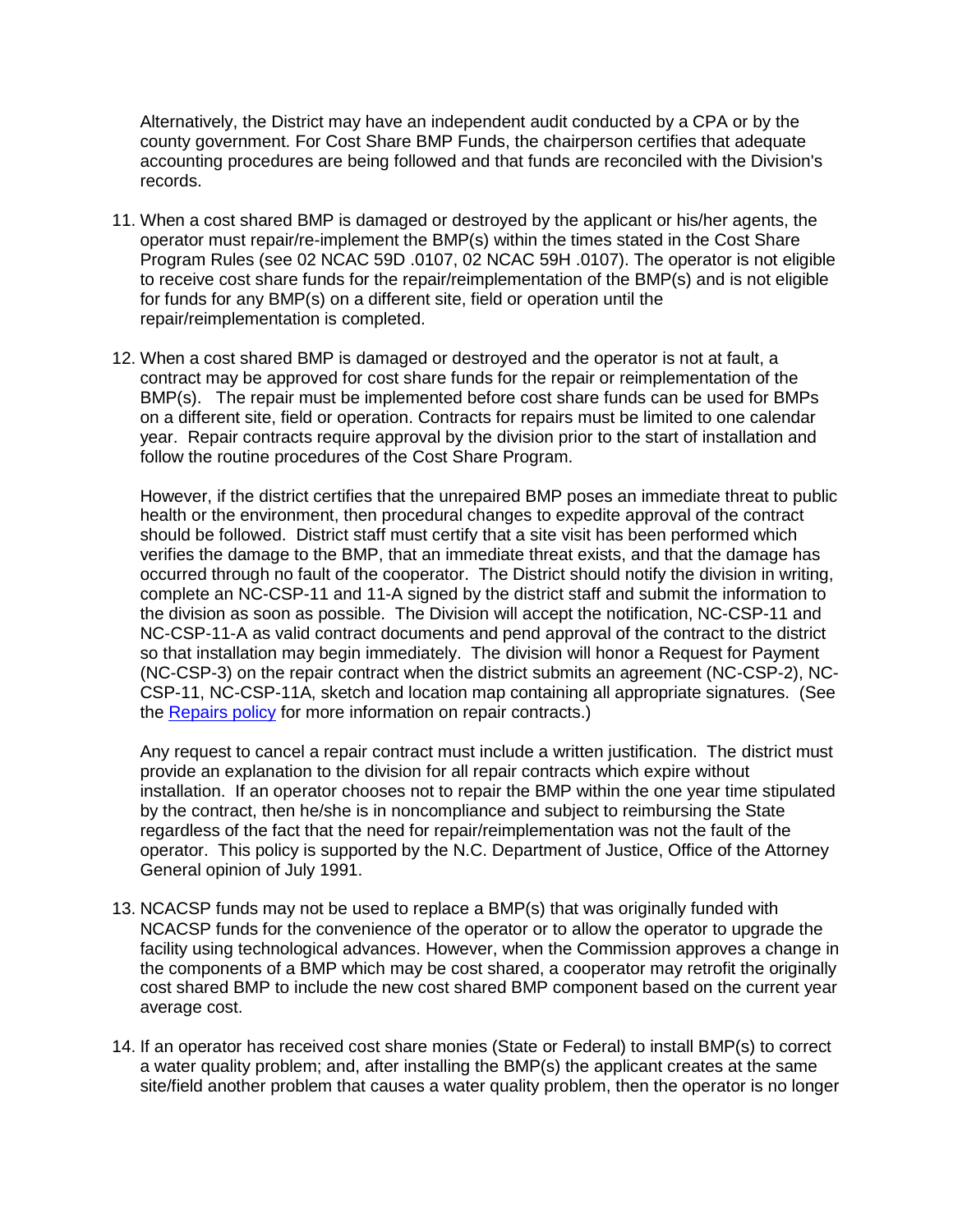Alternatively, the District may have an independent audit conducted by a CPA or by the county government. For Cost Share BMP Funds, the chairperson certifies that adequate accounting procedures are being followed and that funds are reconciled with the Division's records.

11. When a cost shared BMP is damaged or destroyed by the applicant or his/her agents, the operator must repair/re-implement the BMP(s) within the times stated in the Cost Share Program Rules (see 02 NCAC 59D .0107, 02 NCAC 59H .0107). The operator is not eligible to receive cost share funds for the repair/reimplementation of the BMP(s) and is not eligible for funds for any BMP(s) on a different site, field or operation until the repair/reimplementation is completed.

12. When a cost shared BMP is damaged or destroyed and the operator is not at fault, a contract may be approved for cost share funds for the repair or reimplementation of the BMP(s). The repair must be implemented before cost share funds can be used for BMPs on a different site, field or operation. Contracts for repairs must be limited to one calendar year. Repair contracts require approval by the division prior to the start of installation and follow the routine procedures of the Cost Share Program.

    However, if the district certifies that the unrepaired BMP poses an immediate threat to public health or the environment, then procedural changes to expedite approval of the contract should be followed. District staff must certify that a site visit has been performed which verifies the damage to the BMP, that an immediate threat exists, and that the damage has occurred through no fault of the cooperator. The District should notify the division in writing, complete an NC-CSP-11 and 11-A signed by the district staff and submit the information to the division as soon as possible. The Division will accept the notification, NC-CSP-11 and NC-CSP-11-A as valid contract documents and pend approval of the contract to the district so that installation may begin immediately. The division will honor a Request for Payment (NC-CSP-3) on the repair contract when the district submits an agreement (NC-CSP-2), NC-CSP-11, NC-CSP-11A, sketch and location map containing all appropriate signatures. (See the Repairs policy for more information on repair contracts.)

    Any request to cancel a repair contract must include a written justification. The district must provide an explanation to the division for all repair contracts which expire without installation. If an operator chooses not to repair the BMP within the one year time stipulated by the contract, then he/she is in noncompliance and subject to reimbursing the State regardless of the fact that the need for repair/reimplementation was not the fault of the operator. This policy is supported by the N.C. Department of Justice, Office of the Attorney General opinion of July 1991.

13. NCACSP funds may not be used to replace a BMP(s) that was originally funded with NCACSP funds for the convenience of the operator or to allow the operator to upgrade the facility using technological advances. However, when the Commission approves a change in the components of a BMP which may be cost shared, a cooperator may retrofit the originally cost shared BMP to include the new cost shared BMP component based on the current year average cost.

14. If an operator has received cost share monies (State or Federal) to install BMP(s) to correct a water quality problem; and, after installing the BMP(s) the applicant creates at the same site/field another problem that causes a water quality problem, then the operator is no longer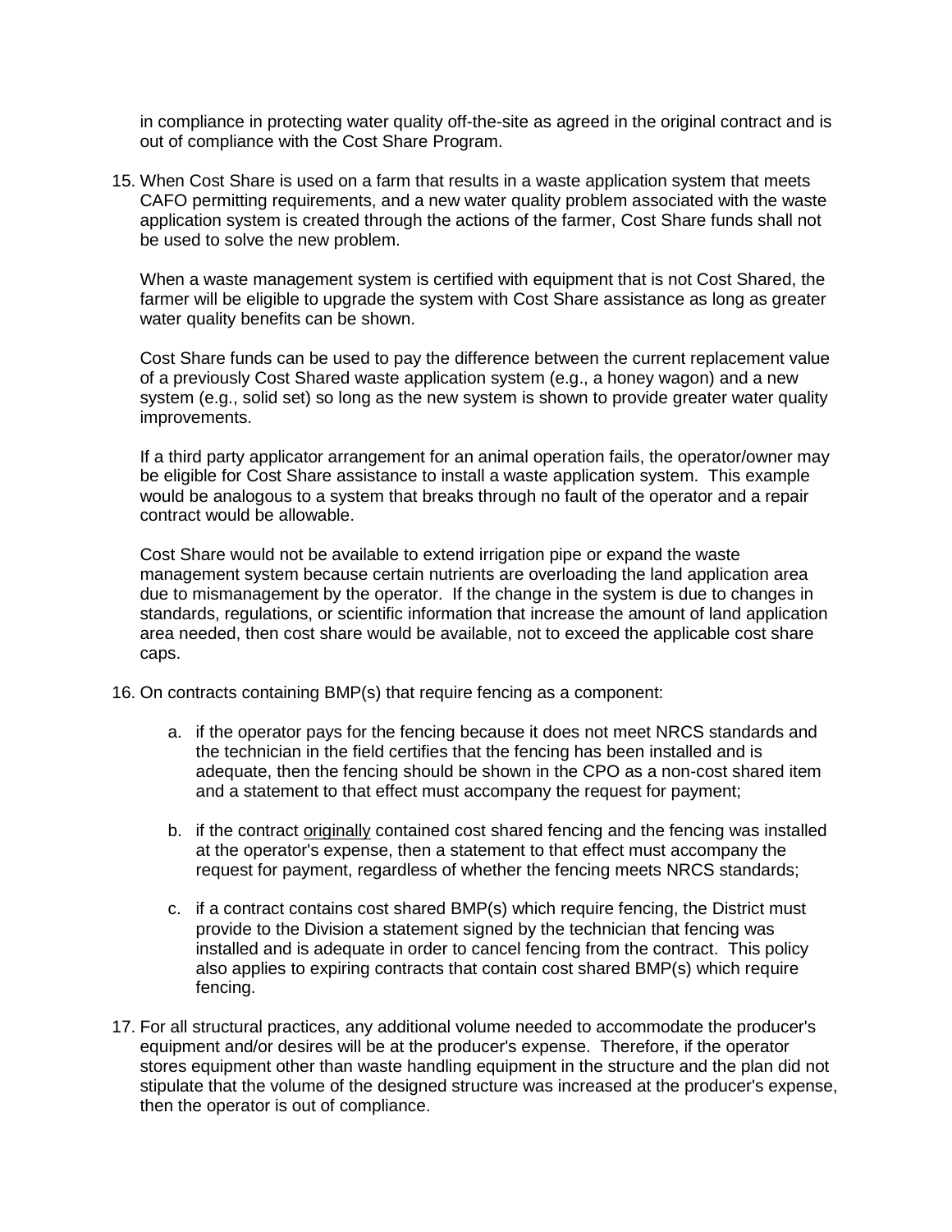in compliance in protecting water quality off-the-site as agreed in the original contract and is out of compliance with the Cost Share Program.

15. When Cost Share is used on a farm that results in a waste application system that meets CAFO permitting requirements, and a new water quality problem associated with the waste application system is created through the actions of the farmer, Cost Share funds shall not be used to solve the new problem.

    When a waste management system is certified with equipment that is not Cost Shared, the farmer will be eligible to upgrade the system with Cost Share assistance as long as greater water quality benefits can be shown.

    Cost Share funds can be used to pay the difference between the current replacement value of a previously Cost Shared waste application system (e.g., a honey wagon) and a new system (e.g., solid set) so long as the new system is shown to provide greater water quality improvements.

    If a third party applicator arrangement for an animal operation fails, the operator/owner may be eligible for Cost Share assistance to install a waste application system. This example would be analogous to a system that breaks through no fault of the operator and a repair contract would be allowable.

    Cost Share would not be available to extend irrigation pipe or expand the waste management system because certain nutrients are overloading the land application area due to mismanagement by the operator. If the change in the system is due to changes in standards, regulations, or scientific information that increase the amount of land application area needed, then cost share would be available, not to exceed the applicable cost share caps.

16. On contracts containing BMP(s) that require fencing as a component:

    a. if the operator pays for the fencing because it does not meet NRCS standards and the technician in the field certifies that the fencing has been installed and is adequate, then the fencing should be shown in the CPO as a non-cost shared item and a statement to that effect must accompany the request for payment;

    b. if the contract <u>originally</u> contained cost shared fencing and the fencing was installed at the operator's expense, then a statement to that effect must accompany the request for payment, regardless of whether the fencing meets NRCS standards;

    c. if a contract contains cost shared BMP(s) which require fencing, the District must provide to the Division a statement signed by the technician that fencing was installed and is adequate in order to cancel fencing from the contract. This policy also applies to expiring contracts that contain cost shared BMP(s) which require fencing.

17. For all structural practices, any additional volume needed to accommodate the producer's equipment and/or desires will be at the producer's expense. Therefore, if the operator stores equipment other than waste handling equipment in the structure and the plan did not stipulate that the volume of the designed structure was increased at the producer's expense, then the operator is out of compliance.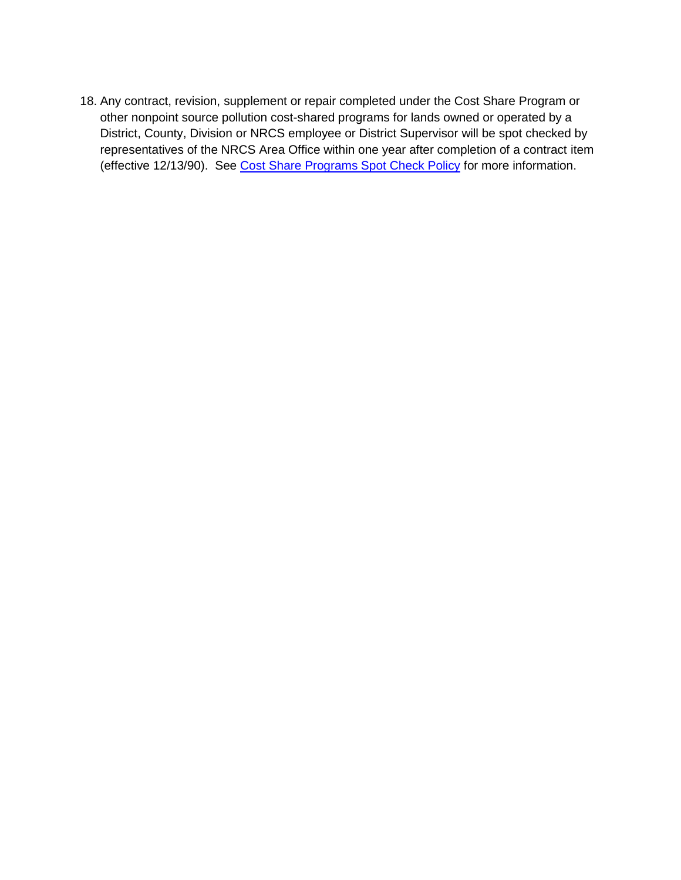18. Any contract, revision, supplement or repair completed under the Cost Share Program or other nonpoint source pollution cost-shared programs for lands owned or operated by a District, County, Division or NRCS employee or District Supervisor will be spot checked by representatives of the NRCS Area Office within one year after completion of a contract item (effective 12/13/90). See Cost Share Programs Spot Check Policy for more information.